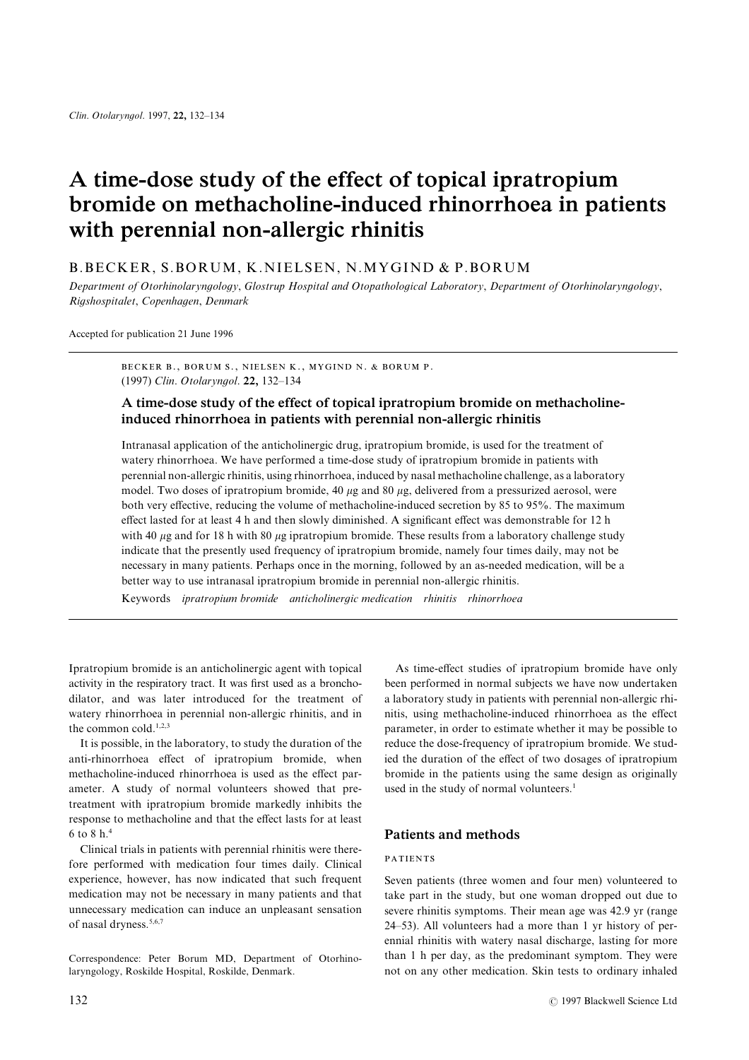# A time-dose study of the effect of topical ipratropium bromide on methacholine-induced rhinorrhoea in patients with perennial non-allergic rhinitis

B. BECKER, S. BORUM, K. NIELSEN, N. MYGIND & P. BORUM

*Department of Otorhinolaryngology, Glostrup Hospital and Otopathological Laboratory, Department of Otorhinolaryngology, Rigshospitalet, Copenhagen, Denmark*

Accepted for publication 21 June 1996

BECKER B., BORUM S., NIELSEN K., MYGIND N. & BORUM P. (1997) *Clin. Otolaryngol.* **22,** 132–134

### A time-dose study of the effect of topical ipratropium bromide on methacholine-induced rhinorrhoea in patients with perennial non-allergic rhinitis

Intranasal application of the anticholinergic drug, ipratropium bromide, is used for the treatment of watery rhinorrhoea. We have performed a time-dose study of ipratropium bromide in patients with perennial non-allergic rhinitis, using rhinorrhoea, induced by nasal methacholine challenge, as a laboratory model. Two doses of ipratropium bromide, 40 $\mu$g and 80 $\mu$g, delivered from a pressurized aerosol, were both very effective, reducing the volume of methacholine-induced secretion by 85 to 95%. The maximum effect lasted for at least 4 h and then slowly diminished. A significant effect was demonstrable for 12 h with 40 $\mu$g and for 18 h with 80 $\mu$g ipratropium bromide. These results from a laboratory challenge study indicate that the presently used frequency of ipratropium bromide, namely four times daily, may not be necessary in many patients. Perhaps once in the morning, followed by an as-needed medication, will be a better way to use intranasal ipratropium bromide in perennial non-allergic rhinitis.

Keywords *ipratropium bromide anticholinergic medication rhinitis rhinorrhoea*

Ipratropium bromide is an anticholinergic agent with topical activity in the respiratory tract. It was first used as a bronchodilator, and was later introduced for the treatment of watery rhinorrhoea in perennial non-allergic rhinitis, and in the common cold.[1,2,3]

It is possible, in the laboratory, to study the duration of the anti-rhinorrhoea effect of ipratropium bromide, when methacholine-induced rhinorrhoea is used as the effect parameter. A study of normal volunteers showed that pretreatment with ipratropium bromide markedly inhibits the response to methacholine and that the effect lasts for at least 6 to 8 h.[4]

Clinical trials in patients with perennial rhinitis were therefore performed with medication four times daily. Clinical experience, however, has now indicated that such frequent medication may not be necessary in many patients and that unnecessary medication can induce an unpleasant sensation of nasal dryness.[5,6,7]

Correspondence: Peter Borum MD, Department of Otorhinolaryngology, Roskilde Hospital, Roskilde, Denmark.

As time-effect studies of ipratropium bromide have only been performed in normal subjects we have now undertaken a laboratory study in patients with perennial non-allergic rhinitis, using methacholine-induced rhinorrhoea as the effect parameter, in order to estimate whether it may be possible to reduce the dose-frequency of ipratropium bromide. We studied the duration of the effect of two dosages of ipratropium bromide in the patients using the same design as originally used in the study of normal volunteers.[1]

## Patients and methods

### PATIENTS

Seven patients (three women and four men) volunteered to take part in the study, but one woman dropped out due to severe rhinitis symptoms. Their mean age was 42.9 yr (range 24–53). All volunteers had a more than 1 yr history of perennial rhinitis with watery nasal discharge, lasting for more than 1 h per day, as the predominant symptom. They were not on any other medication. Skin tests to ordinary inhaled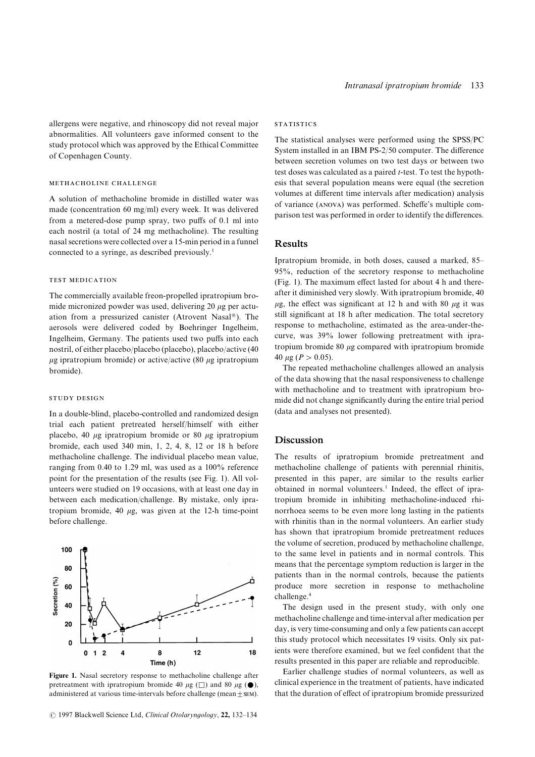allergens were negative, and rhinoscopy did not reveal major abnormalities. All volunteers gave informed consent to the study protocol which was approved by the Ethical Committee of Copenhagen County.

### Methacholine challenge

A solution of methacholine bromide in distilled water was made (concentration 60 mg/ml) every week. It was delivered from a metered-dose pump spray, two puffs of 0.1 ml into each nostril (a total of 24 mg methacholine). The resulting nasal secretions were collected over a 15-min period in a funnel connected to a syringe, as described previously.[1]

### Test medication

The commercially available freon-propelled ipratropium bromide micronized powder was used, delivering 20 μg per actuation from a pressurized canister (Atrovent Nasal®). The aerosols were delivered coded by Boehringer Ingelheim, Ingelheim, Germany. The patients used two puffs into each nostril, of either placebo/placebo (placebo), placebo/active (40 μg ipratropium bromide) or active/active (80 μg ipratropium bromide).

### Study design

In a double-blind, placebo-controlled and randomized design trial each patient pretreated herself/himself with either placebo, 40 μg ipratropium bromide or 80 μg ipratropium bromide, each used 340 min, 1, 2, 4, 8, 12 or 18 h before methacholine challenge. The individual placebo mean value, ranging from 0.40 to 1.29 ml, was used as a 100% reference point for the presentation of the results (see Fig. 1). All volunteers were studied on 19 occasions, with at least one day in between each medication/challenge. By mistake, only ipratropium bromide, 40 μg, was given at the 12-h time-point before challenge.

**Figure 1.** Nasal secretory response to methacholine challenge after pretreatment with ipratropium bromide 40 μg (□) and 80 μg (●), administered at various time-intervals before challenge (mean ± SEM).

### Statistics

The statistical analyses were performed using the SPSS/PC System installed in an IBM PS-2/50 computer. The difference between secretion volumes on two test days or between two test doses was calculated as a paired *t*-test. To test the hypothesis that several population means were equal (the secretion volumes at different time intervals after medication) analysis of variance (ANOVA) was performed. Scheffe's multiple comparison test was performed in order to identify the differences.

## Results

Ipratropium bromide, in both doses, caused a marked, 85–95%, reduction of the secretory response to methacholine (Fig. 1). The maximum effect lasted for about 4 h and thereafter it diminished very slowly. With ipratropium bromide, 40 μg, the effect was significant at 12 h and with 80 μg it was still significant at 18 h after medication. The total secretory response to methacholine, estimated as the area-under-the-curve, was 39% lower following pretreatment with ipratropium bromide 80 μg compared with ipratropium bromide 40 μg ($P > 0.05$).

The repeated methacholine challenges allowed an analysis of the data showing that the nasal responsiveness to challenge with methacholine and to treatment with ipratropium bromide did not change significantly during the entire trial period (data and analyses not presented).

## Discussion

The results of ipratropium bromide pretreatment and methacholine challenge of patients with perennial rhinitis, presented in this paper, are similar to the results earlier obtained in normal volunteers.[1] Indeed, the effect of ipratropium bromide in inhibiting methacholine-induced rhinorrhoea seems to be even more long lasting in the patients with rhinitis than in the normal volunteers. An earlier study has shown that ipratropium bromide pretreatment reduces the volume of secretion, produced by methacholine challenge, to the same level in patients and in normal controls. This means that the percentage symptom reduction is larger in the patients than in the normal controls, because the patients produce more secretion in response to methacholine challenge.[4]

The design used in the present study, with only one methacholine challenge and time-interval after medication per day, is very time-consuming and only a few patients can accept this study protocol which necessitates 19 visits. Only six patients were therefore examined, but we feel confident that the results presented in this paper are reliable and reproducible.

Earlier challenge studies of normal volunteers, as well as clinical experience in the treatment of patients, have indicated that the duration of effect of ipratropium bromide pressurized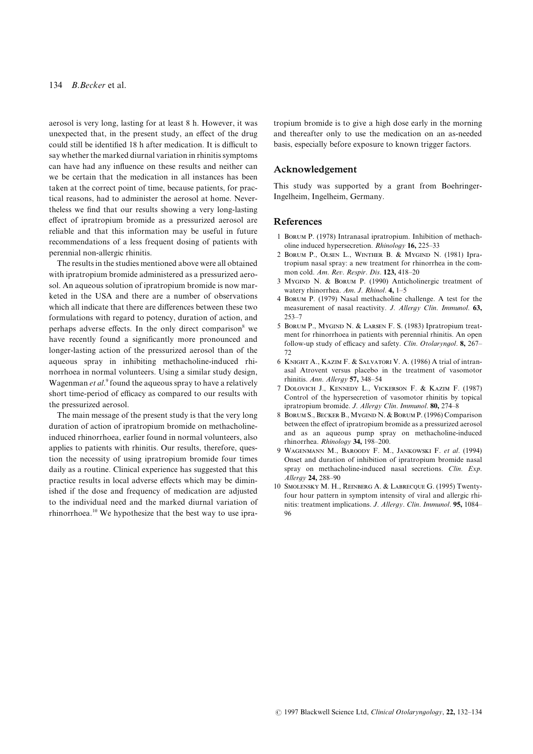aerosol is very long, lasting for at least 8 h. However, it was unexpected that, in the present study, an effect of the drug could still be identified 18 h after medication. It is difficult to say whether the marked diurnal variation in rhinitis symptoms can have had any influence on these results and neither can we be certain that the medication in all instances has been taken at the correct point of time, because patients, for practical reasons, had to administer the aerosol at home. Nevertheless we find that our results showing a very long-lasting effect of ipratropium bromide as a pressurized aerosol are reliable and that this information may be useful in future recommendations of a less frequent dosing of patients with perennial non-allergic rhinitis.

The results in the studies mentioned above were all obtained with ipratropium bromide administered as a pressurized aerosol. An aqueous solution of ipratropium bromide is now marketed in the USA and there are a number of observations which all indicate that there are differences between these two formulations with regard to potency, duration of action, and perhaps adverse effects. In the only direct comparison[8] we have recently found a significantly more pronounced and longer-lasting action of the pressurized aerosol than of the aqueous spray in inhibiting methacholine-induced rhinorrhoea in normal volunteers. Using a similar study design, Wagenman *et al*.[9] found the aqueous spray to have a relatively short time-period of efficacy as compared to our results with the pressurized aerosol.

The main message of the present study is that the very long duration of action of ipratropium bromide on methacholine-induced rhinorrhoea, earlier found in normal volunteers, also applies to patients with rhinitis. Our results, therefore, question the necessity of using ipratropium bromide four times daily as a routine. Clinical experience has suggested that this practice results in local adverse effects which may be diminished if the dose and frequency of medication are adjusted to the individual need and the marked diurnal variation of rhinorrhoea.[10] We hypothesize that the best way to use ipratropium bromide is to give a high dose early in the morning and thereafter only to use the medication on an as-needed basis, especially before exposure to known trigger factors.

## Acknowledgement

This study was supported by a grant from Boehringer-Ingelheim, Ingelheim, Germany.

## References

1. Borum P. (1978) Intranasal ipratropium. Inhibition of methacholine induced hypersecretion. *Rhinology* **16,** 225–33
2. Borum P., Olsen L., Winther B. & Mygind N. (1981) Ipratropium nasal spray: a new treatment for rhinorrhea in the common cold. *Am. Rev. Respir. Dis.* **123,** 418–20
3. Mygind N. & Borum P. (1990) Anticholinergic treatment of watery rhinorrhea. *Am. J. Rhinol*. **4,** 1–5
4. Borum P. (1979) Nasal methacholine challenge. A test for the measurement of nasal reactivity. *J. Allergy Clin. Immunol*. **63,** 253–7
5. Borum P., Mygind N. & Larsen F. S. (1983) Ipratropium treatment for rhinorrhoea in patients with perennial rhinitis. An open follow-up study of efficacy and safety. *Clin. Otolaryngol*. **8,** 267–72
6. Knight A., Kazim F. & Salvatori V. A. (1986) A trial of intranasal Atrovent versus placebo in the treatment of vasomotor rhinitis. *Ann. Allergy* **57,** 348–54
7. Dolovich J., Kennedy L., Vickerson F. & Kazim F. (1987) Control of the hypersecretion of vasomotor rhinitis by topical ipratropium bromide. *J. Allergy Clin. Immunol*. **80,** 274–8
8. Borum S., Becker B., Mygind N. & Borum P. (1996) Comparison between the effect of ipratropium bromide as a pressurized aerosol and as an aqueous pump spray on methacholine-induced rhinorrhea. *Rhinology* **34,** 198–200.
9. Wagenmann M., Baroody F. M., Jankowski F. *et al*. (1994) Onset and duration of inhibition of ipratropium bromide nasal spray on methacholine-induced nasal secretions. *Clin. Exp. Allergy* **24,** 288–90
10. Smolensky M. H., Reinberg A. & Labrecque G. (1995) Twenty-four hour pattern in symptom intensity of viral and allergic rhinitis: treatment implications. *J. Allergy. Clin. Immunol*. **95,** 1084–96